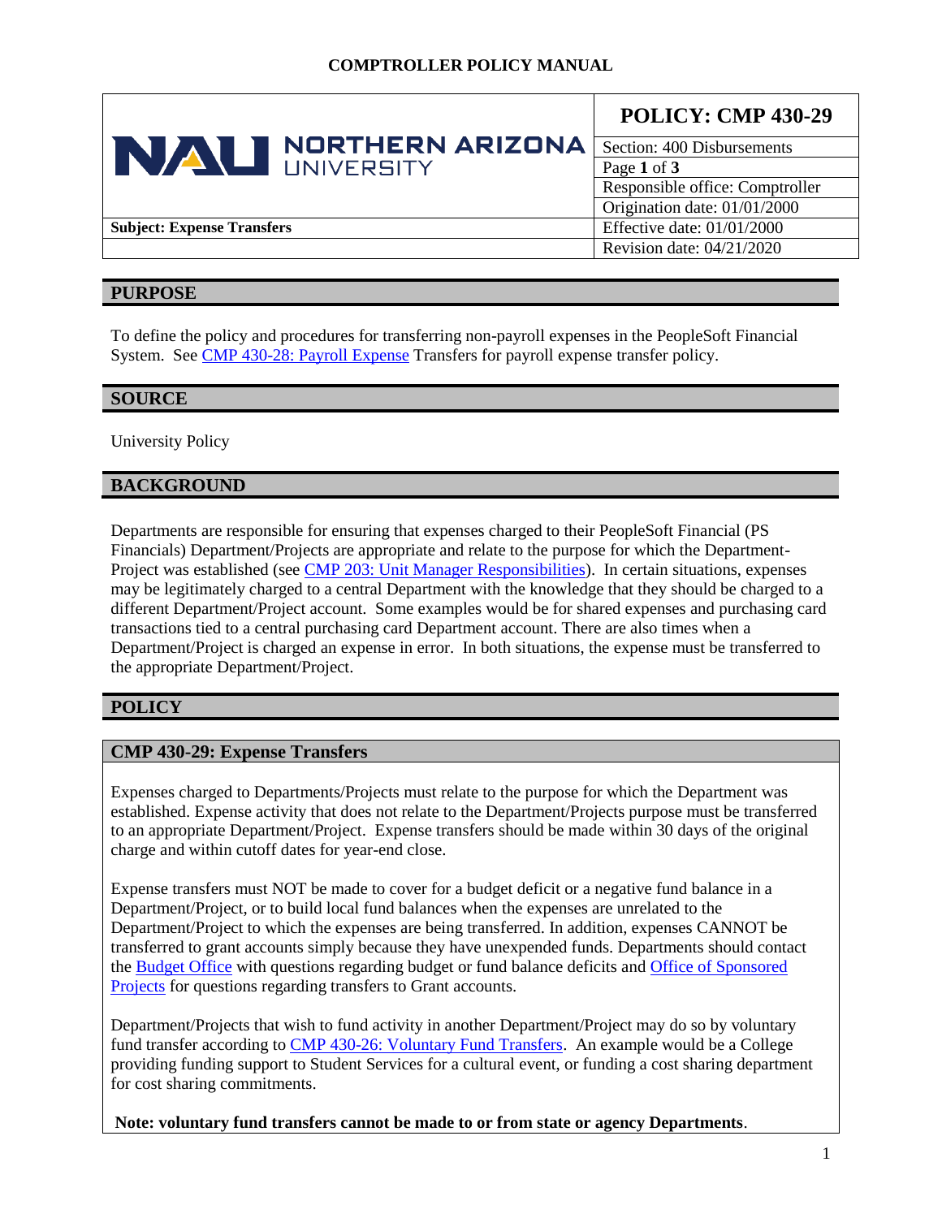**COMPTROLLER POLICY MANUAL**

| NORTHERN ARIZONA UNIVERSITY | **POLICY: CMP 430-29** |
|---|---|
| | Section: 400 Disbursements |
| | Page **1** of **3** |
| | Responsible office: Comptroller |
| | Origination date: 01/01/2000 |
| **Subject: Expense Transfers** | Effective date: 01/01/2000 |
| | Revision date: 04/21/2020 |

## PURPOSE

To define the policy and procedures for transferring non-payroll expenses in the PeopleSoft Financial System. See CMP 430-28: Payroll Expense Transfers for payroll expense transfer policy.

## SOURCE

University Policy

## BACKGROUND

Departments are responsible for ensuring that expenses charged to their PeopleSoft Financial (PS Financials) Department/Projects are appropriate and relate to the purpose for which the Department-Project was established (see CMP 203: Unit Manager Responsibilities). In certain situations, expenses may be legitimately charged to a central Department with the knowledge that they should be charged to a different Department/Project account. Some examples would be for shared expenses and purchasing card transactions tied to a central purchasing card Department account. There are also times when a Department/Project is charged an expense in error. In both situations, the expense must be transferred to the appropriate Department/Project.

## POLICY

### CMP 430-29: Expense Transfers

Expenses charged to Departments/Projects must relate to the purpose for which the Department was established. Expense activity that does not relate to the Department/Projects purpose must be transferred to an appropriate Department/Project. Expense transfers should be made within 30 days of the original charge and within cutoff dates for year-end close.

Expense transfers must NOT be made to cover for a budget deficit or a negative fund balance in a Department/Project, or to build local fund balances when the expenses are unrelated to the Department/Project to which the expenses are being transferred. In addition, expenses CANNOT be transferred to grant accounts simply because they have unexpended funds. Departments should contact the Budget Office with questions regarding budget or fund balance deficits and Office of Sponsored Projects for questions regarding transfers to Grant accounts.

Department/Projects that wish to fund activity in another Department/Project may do so by voluntary fund transfer according to CMP 430-26: Voluntary Fund Transfers. An example would be a College providing funding support to Student Services for a cultural event, or funding a cost sharing department for cost sharing commitments.

**Note: voluntary fund transfers cannot be made to or from state or agency Departments**.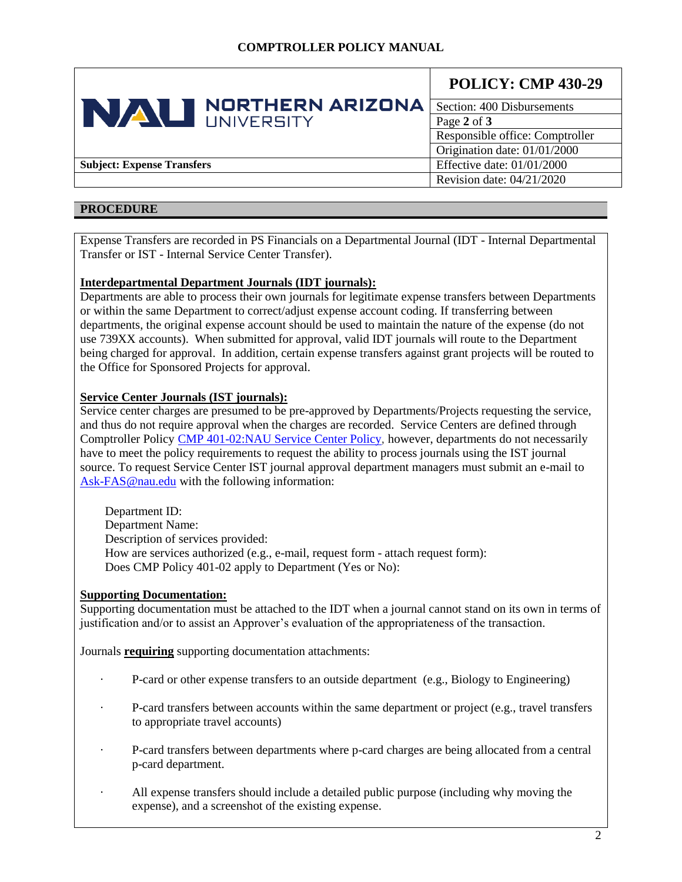# COMPTROLLER POLICY MANUAL

| NORTHERN ARIZONA UNIVERSITY | POLICY: CMP 430-29 |
|---|---|
| | Section: 400 Disbursements |
| | Page **2** of **3** |
| | Responsible office: Comptroller |
| | Origination date: 01/01/2000 |
| **Subject: Expense Transfers** | Effective date: 01/01/2000 |
| | Revision date: 04/21/2020 |

## PROCEDURE

Expense Transfers are recorded in PS Financials on a Departmental Journal (IDT - Internal Departmental Transfer or IST - Internal Service Center Transfer).

**Interdepartmental Department Journals (IDT journals):**
Departments are able to process their own journals for legitimate expense transfers between Departments or within the same Department to correct/adjust expense account coding. If transferring between departments, the original expense account should be used to maintain the nature of the expense (do not use 739XX accounts). When submitted for approval, valid IDT journals will route to the Department being charged for approval. In addition, certain expense transfers against grant projects will be routed to the Office for Sponsored Projects for approval.

**Service Center Journals (IST journals):**
Service center charges are presumed to be pre-approved by Departments/Projects requesting the service, and thus do not require approval when the charges are recorded. Service Centers are defined through Comptroller Policy CMP 401-02:NAU Service Center Policy, however, departments do not necessarily have to meet the policy requirements to request the ability to process journals using the IST journal source. To request Service Center IST journal approval department managers must submit an e-mail to Ask-FAS@nau.edu with the following information:

Department ID:
Department Name:
Description of services provided:
How are services authorized (e.g., e-mail, request form - attach request form):
Does CMP Policy 401-02 apply to Department (Yes or No):

**Supporting Documentation:**
Supporting documentation must be attached to the IDT when a journal cannot stand on its own in terms of justification and/or to assist an Approver's evaluation of the appropriateness of the transaction.

Journals **requiring** supporting documentation attachments:

- P-card or other expense transfers to an outside department (e.g., Biology to Engineering)
- P-card transfers between accounts within the same department or project (e.g., travel transfers to appropriate travel accounts)
- P-card transfers between departments where p-card charges are being allocated from a central p-card department.
- All expense transfers should include a detailed public purpose (including why moving the expense), and a screenshot of the existing expense.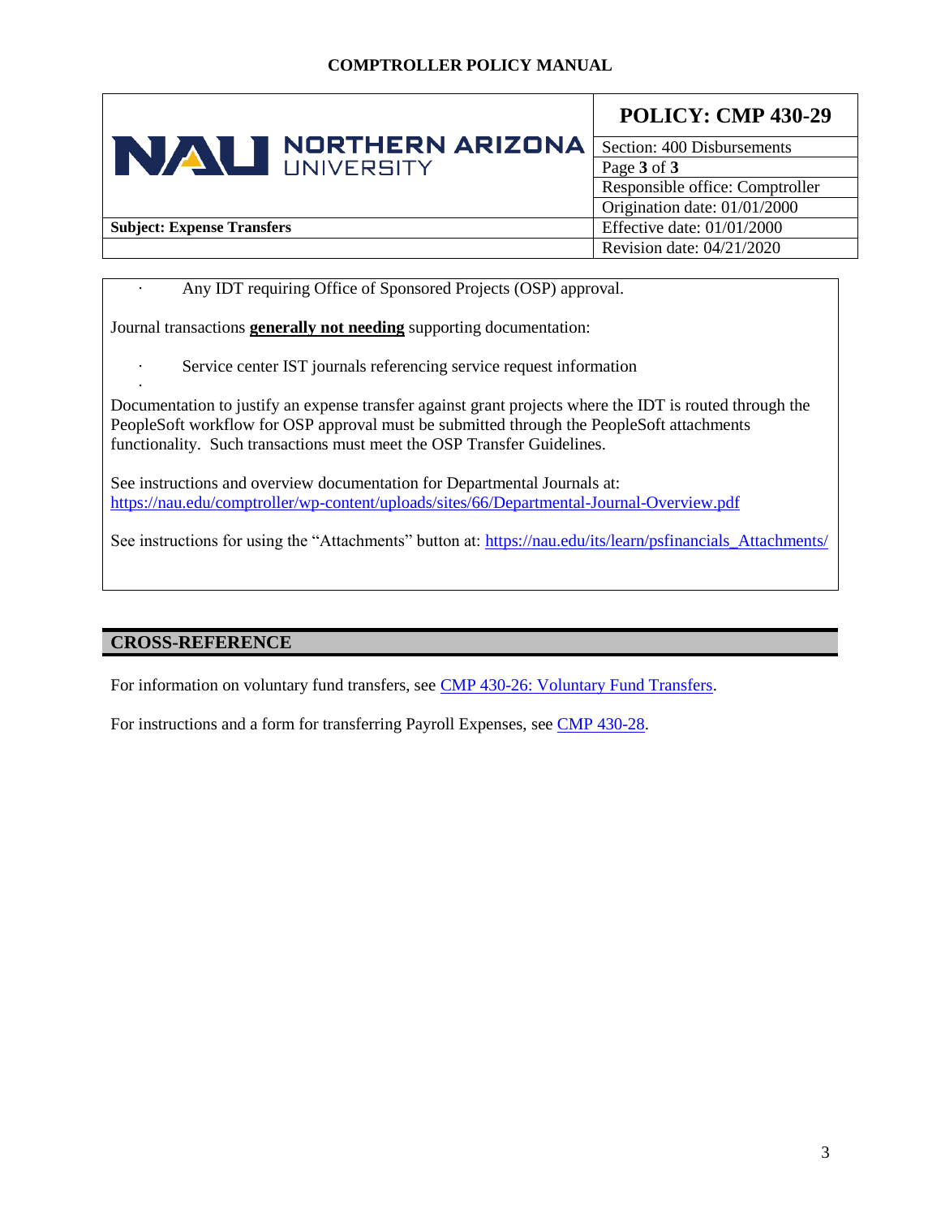- Any IDT requiring Office of Sponsored Projects (OSP) approval.

Journal transactions **generally not needing** supporting documentation:

- Service center IST journals referencing service request information

Documentation to justify an expense transfer against grant projects where the IDT is routed through the PeopleSoft workflow for OSP approval must be submitted through the PeopleSoft attachments functionality. Such transactions must meet the OSP Transfer Guidelines.

See instructions and overview documentation for Departmental Journals at: https://nau.edu/comptroller/wp-content/uploads/sites/66/Departmental-Journal-Overview.pdf

See instructions for using the "Attachments" button at: https://nau.edu/its/learn/psfinancials_Attachments/

## CROSS-REFERENCE

For information on voluntary fund transfers, see CMP 430-26: Voluntary Fund Transfers.

For instructions and a form for transferring Payroll Expenses, see CMP 430-28.